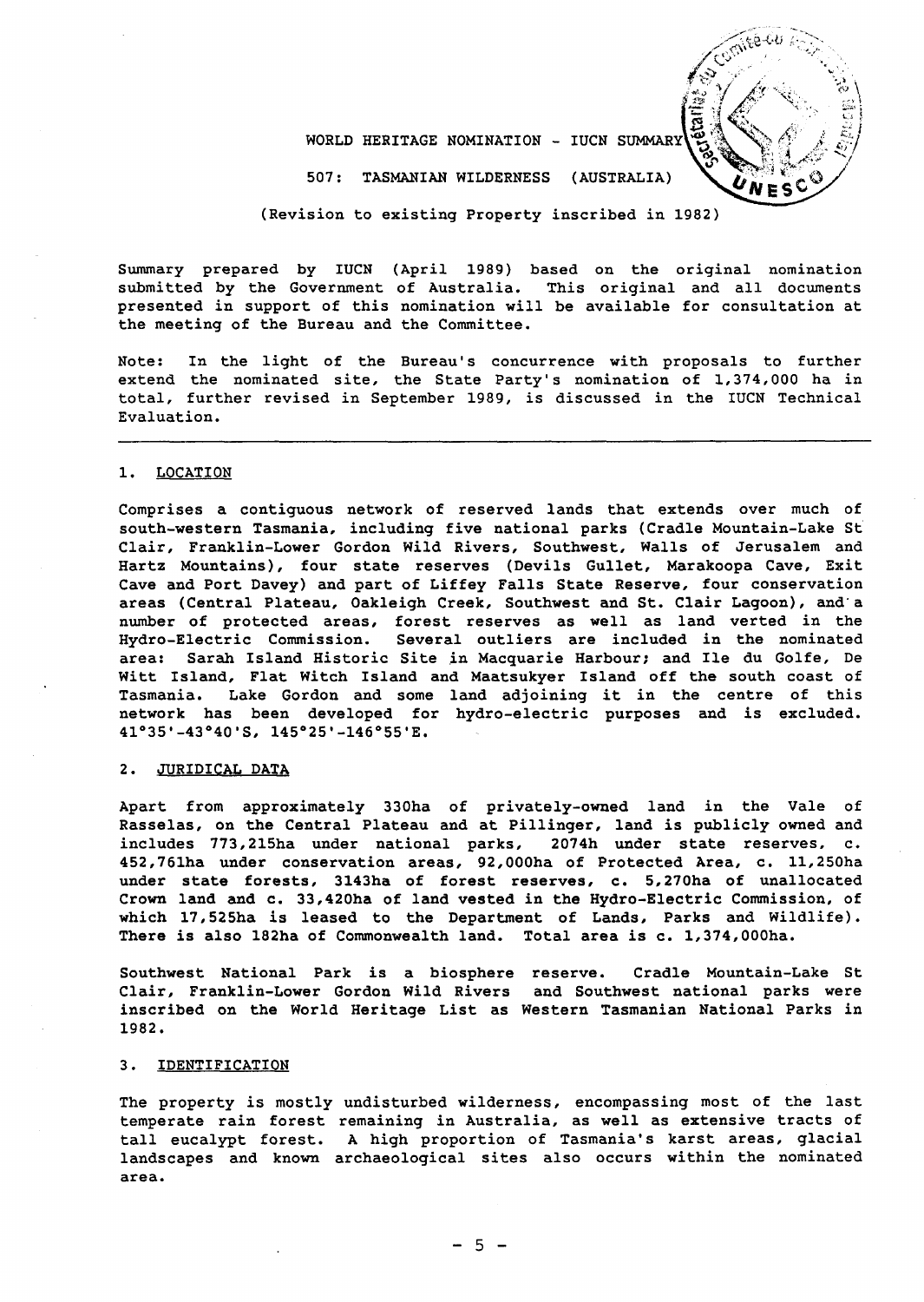WORLD HERITAGE NOMINATION - IUCN SUMMARY

507: TASMANIAN WILDERNESS (AUSTRALIA)

(Revision to existing Property inscribed in 1982)

Summary prepared by IUCN (April 1989) based on the original nomination submitted by the Government of Australia. This original and all documents presented in support of this nomination will be available for consultation at the meeting of the Bureau and the Committee.

Note: In the light of the Bureau's concurrence with proposals to further extend the nominated site, the State Party's nomination of 1,374,000 ha in total, further revised in September 1989, is discussed in the IUCN Technical Evaluation.

---

## 1. LOCATION

Comprises a contiguous network of reserved lands that extends over much of south-western Tasmania, including five national parks (Cradle Mountain-Lake St Clair, Franklin-Lower Gordon Wild Rivers, Southwest, Walls of Jerusalem and Hartz Mountains), four state reserves (Devils Gullet, Marakoopa Cave, Exit Cave and Port Davey) and part of Liffey Falls State Reserve, four conservation areas (Central Plateau, Oakleigh Creek, Southwest and St. Clair Lagoon), and a number of protected areas, forest reserves as well as land verted in the Hydro-Electric Commission. Several outliers are included in the nominated area: Sarah Island Historic Site in Macquarie Harbour; and Ile du Golfe, De Witt Island, Flat Witch Island and Maatsukyer Island off the south coast of Tasmania. Lake Gordon and some land adjoining it in the centre of this network has been developed for hydro-electric purposes and is excluded. 41°35'-43°40'S, 145°25'-146°55'E.

## 2. JURIDICAL DATA

Apart from approximately 330ha of privately-owned land in the Vale of Rasselas, on the Central Plateau and at Pillinger, land is publicly owned and includes 773,215ha under national parks, 2074h under state reserves, c. 452,761ha under conservation areas, 92,000ha of Protected Area, c. 11,250ha under state forests, 3143ha of forest reserves, c. 5,270ha of unallocated Crown land and c. 33,420ha of land vested in the Hydro-Electric Commission, of which 17,525ha is leased to the Department of Lands, Parks and Wildlife). There is also 182ha of Commonwealth land. Total area is c. 1,374,000ha.

Southwest National Park is a biosphere reserve. Cradle Mountain-Lake St Clair, Franklin-Lower Gordon Wild Rivers and Southwest national parks were inscribed on the World Heritage List as Western Tasmanian National Parks in 1982.

## 3. IDENTIFICATION

The property is mostly undisturbed wilderness, encompassing most of the last temperate rain forest remaining in Australia, as well as extensive tracts of tall eucalypt forest. A high proportion of Tasmania's karst areas, glacial landscapes and known archaeological sites also occurs within the nominated area.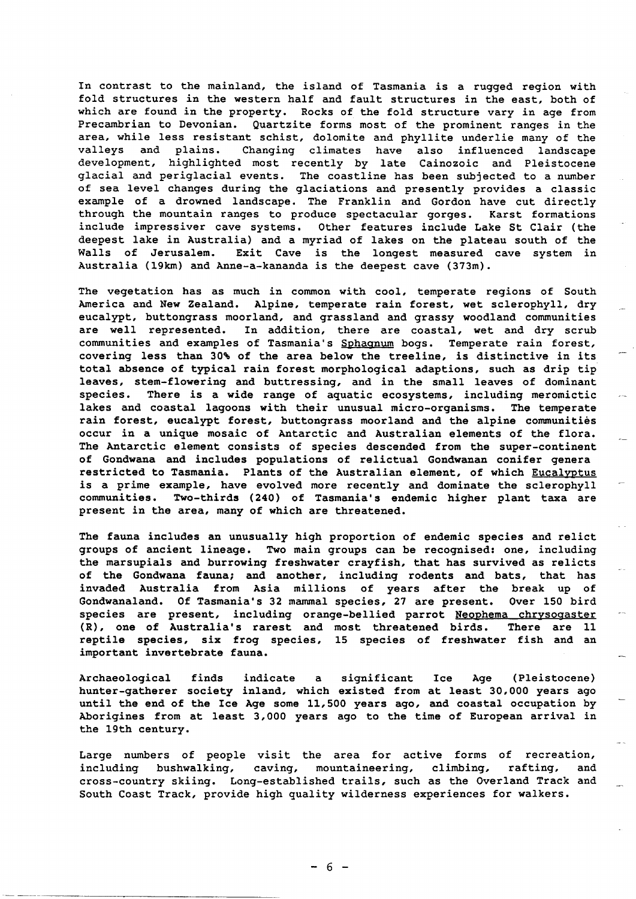In contrast to the mainland, the island of Tasmania is a rugged region with fold structures in the western half and fault structures in the east, both of which are found in the property. Rocks of the fold structure vary in age from Precambrian to Devonian. Quartzite forms most of the prominent ranges in the area, while less resistant schist, dolomite and phyllite underlie many of the valleys and plains. Changing climates have also influenced landscape development, highlighted most recently by late Cainozoic and Pleistocene glacial and periglacial events. The coastline has been subjected to a number of sea level changes during the glaciations and presently provides a classic example of a drowned landscape. The Franklin and Gordon have cut directly through the mountain ranges to produce spectacular gorges. Karst formations include impressiver cave systems. Other features include Lake St Clair (the deepest lake in Australia) and a myriad of lakes on the plateau south of the Walls of Jerusalem. Exit Cave is the longest measured cave system in Australia (19km) and Anne-a-kananda is the deepest cave (373m).

The vegetation has as much in common with cool, temperate regions of South America and New Zealand. Alpine, temperate rain forest, wet sclerophyll, dry eucalypt, buttongrass moorland, and grassland and grassy woodland communities are well represented. In addition, there are coastal, wet and dry scrub communities and examples of Tasmania's Sphagnum bogs. Temperate rain forest, covering less than 30% of the area below the treeline, is distinctive in its total absence of typical rain forest morphological adaptions, such as drip tip leaves, stem-flowering and buttressing, and in the small leaves of dominant species. There is a wide range of aquatic ecosystems, including meromictic lakes and coastal lagoons with their unusual micro-organisms. The temperate rain forest, eucalypt forest, buttongrass moorland and the alpine communities occur in a unique mosaic of Antarctic and Australian elements of the flora. The Antarctic element consists of species descended from the super-continent of Gondwana and includes populations of relictual Gondwanan conifer genera restricted to Tasmania. Plants of the Australian element, of which Eucalyptus is a prime example, have evolved more recently and dominate the sclerophyll communities. Two-thirds (240) of Tasmania's endemic higher plant taxa are present in the area, many of which are threatened.

The fauna includes an unusually high proportion of endemic species and relict groups of ancient lineage. Two main groups can be recognised: one, including the marsupials and burrowing freshwater crayfish, that has survived as relicts of the Gondwana fauna; and another, including rodents and bats, that has invaded Australia from Asia millions of years after the break up of Gondwanaland. Of Tasmania's 32 mammal species, 27 are present. Over 150 bird species are present, including orange-bellied parrot Neophema chrysogaster (R), one of Australia's rarest and most threatened birds. There are 11 reptile species, six frog species, 15 species of freshwater fish and an important invertebrate fauna.

Archaeological finds indicate a significant Ice Age (Pleistocene) hunter-gatherer society inland, which existed from at least 30,000 years ago until the end of the Ice Age some 11,500 years ago, and coastal occupation by Aborigines from at least 3,000 years ago to the time of European arrival in the 19th century.

Large numbers of people visit the area for active forms of recreation, including bushwalking, caving, mountaineering, climbing, rafting, and cross-country skiing. Long-established trails, such as the Overland Track and South Coast Track, provide high quality wilderness experiences for walkers.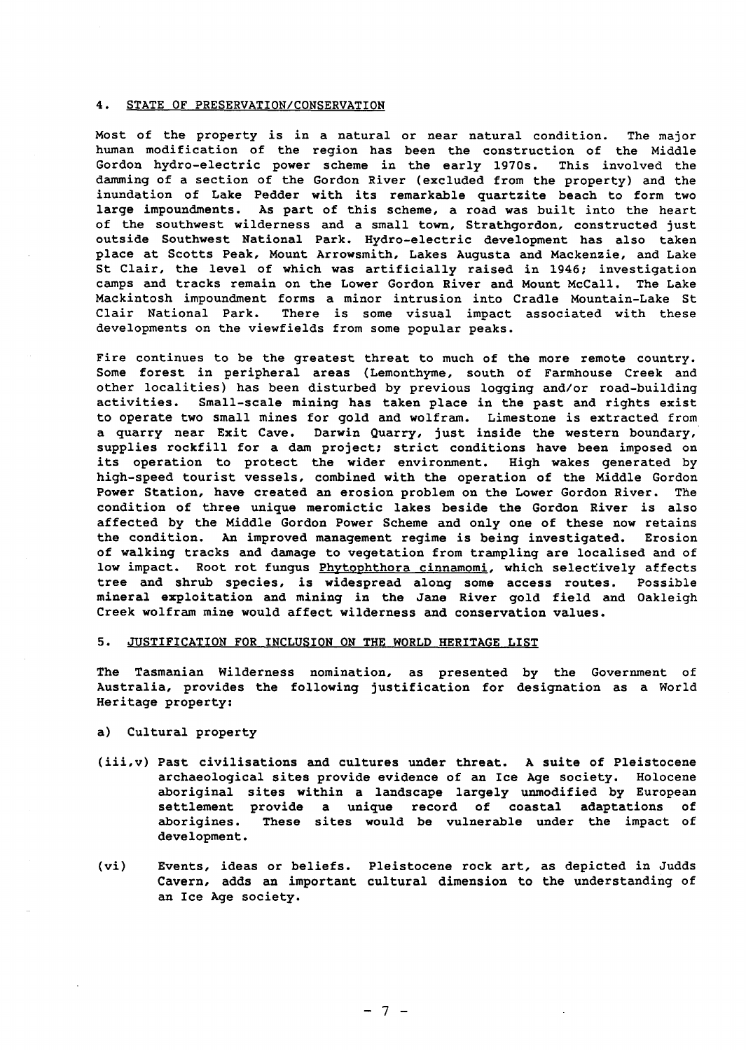## 4. STATE OF PRESERVATION/CONSERVATION

Most of the property is in a natural or near natural condition. The major human modification of the region has been the construction of the Middle Gordon hydro-electric power scheme in the early 1970s. This involved the damming of a section of the Gordon River (excluded from the property) and the inundation of Lake Pedder with its remarkable quartzite beach to form two large impoundments. As part of this scheme, a road was built into the heart of the southwest wilderness and a small town, Strathgordon, constructed just outside Southwest National Park. Hydro-electric development has also taken place at Scotts Peak, Mount Arrowsmith, Lakes Augusta and Mackenzie, and Lake St Clair, the level of which was artificially raised in 1946; investigation camps and tracks remain on the Lower Gordon River and Mount McCall. The Lake Mackintosh impoundment forms a minor intrusion into Cradle Mountain-Lake St Clair National Park. There is some visual impact associated with these developments on the viewfields from some popular peaks.

Fire continues to be the greatest threat to much of the more remote country. Some forest in peripheral areas (Lemonthyme, south of Farmhouse Creek and other localities) has been disturbed by previous logging and/or road-building activities. Small-scale mining has taken place in the past and rights exist to operate two small mines for gold and wolfram. Limestone is extracted from a quarry near Exit Cave. Darwin Quarry, just inside the western boundary, supplies rockfill for a dam project; strict conditions have been imposed on its operation to protect the wider environment. High wakes generated by high-speed tourist vessels, combined with the operation of the Middle Gordon Power Station, have created an erosion problem on the Lower Gordon River. The condition of three unique meromictic lakes beside the Gordon River is also affected by the Middle Gordon Power Scheme and only one of these now retains the condition. An improved management regime is being investigated. Erosion of walking tracks and damage to vegetation from trampling are localised and of low impact. Root rot fungus *Phytophthora cinnamomi*, which selectively affects tree and shrub species, is widespread along some access routes. Possible mineral exploitation and mining in the Jane River gold field and Oakleigh Creek wolfram mine would affect wilderness and conservation values.

## 5. JUSTIFICATION FOR INCLUSION ON THE WORLD HERITAGE LIST

The Tasmanian Wilderness nomination, as presented by the Government of Australia, provides the following justification for designation as a World Heritage property:

a) Cultural property

(iii,v) Past civilisations and cultures under threat. A suite of Pleistocene archaeological sites provide evidence of an Ice Age society. Holocene aboriginal sites within a landscape largely unmodified by European settlement provide a unique record of coastal adaptations of aborigines. These sites would be vulnerable under the impact of development.

(vi) Events, ideas or beliefs. Pleistocene rock art, as depicted in Judds Cavern, adds an important cultural dimension to the understanding of an Ice Age society.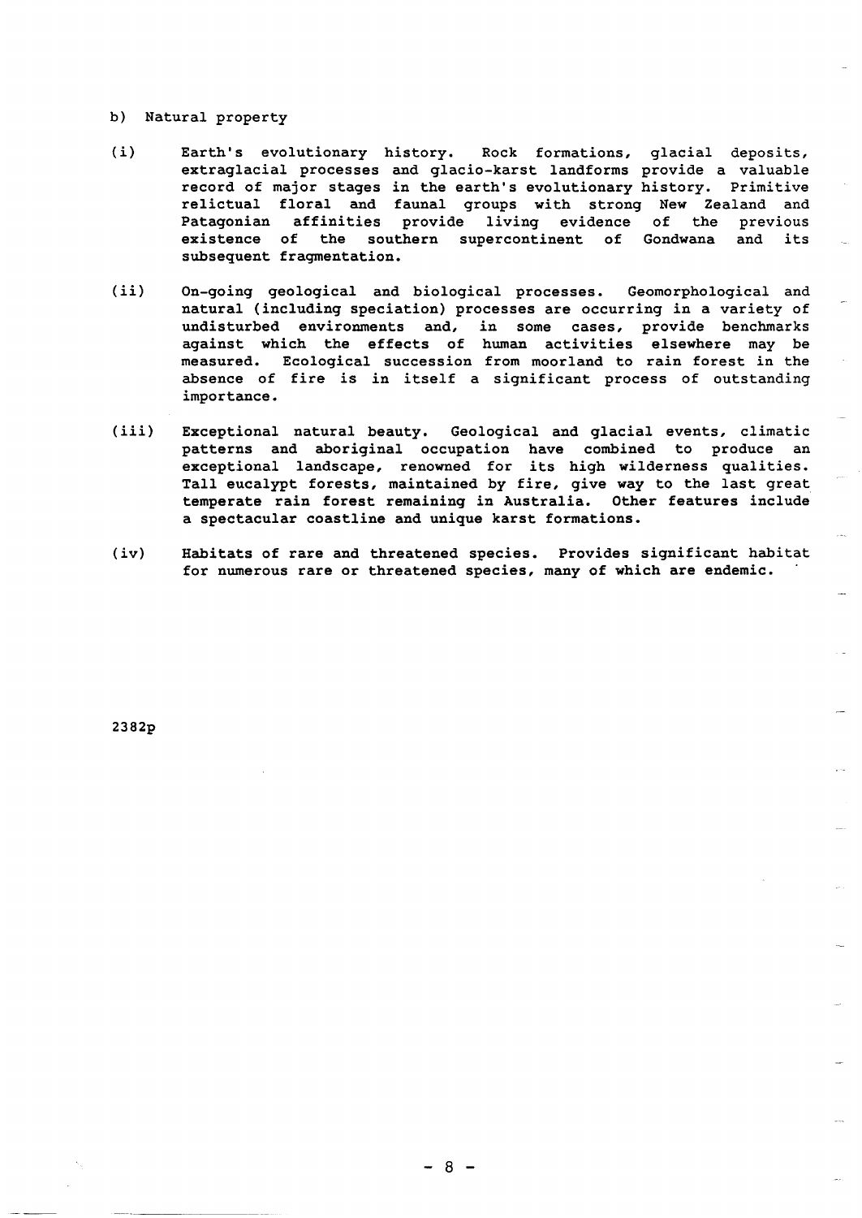b) Natural property

(i) Earth's evolutionary history. Rock formations, glacial deposits, extraglacial processes and glacio-karst landforms provide a valuable record of major stages in the earth's evolutionary history. Primitive relictual floral and faunal groups with strong New Zealand and Patagonian affinities provide living evidence of the previous existence of the southern supercontinent of Gondwana and its subsequent fragmentation.

(ii) On-going geological and biological processes. Geomorphological and natural (including speciation) processes are occurring in a variety of undisturbed environments and, in some cases, provide benchmarks against which the effects of human activities elsewhere may be measured. Ecological succession from moorland to rain forest in the absence of fire is in itself a significant process of outstanding importance.

(iii) Exceptional natural beauty. Geological and glacial events, climatic patterns and aboriginal occupation have combined to produce an exceptional landscape, renowned for its high wilderness qualities. Tall eucalypt forests, maintained by fire, give way to the last great temperate rain forest remaining in Australia. Other features include a spectacular coastline and unique karst formations.

(iv) Habitats of rare and threatened species. Provides significant habitat for numerous rare or threatened species, many of which are endemic.

2382p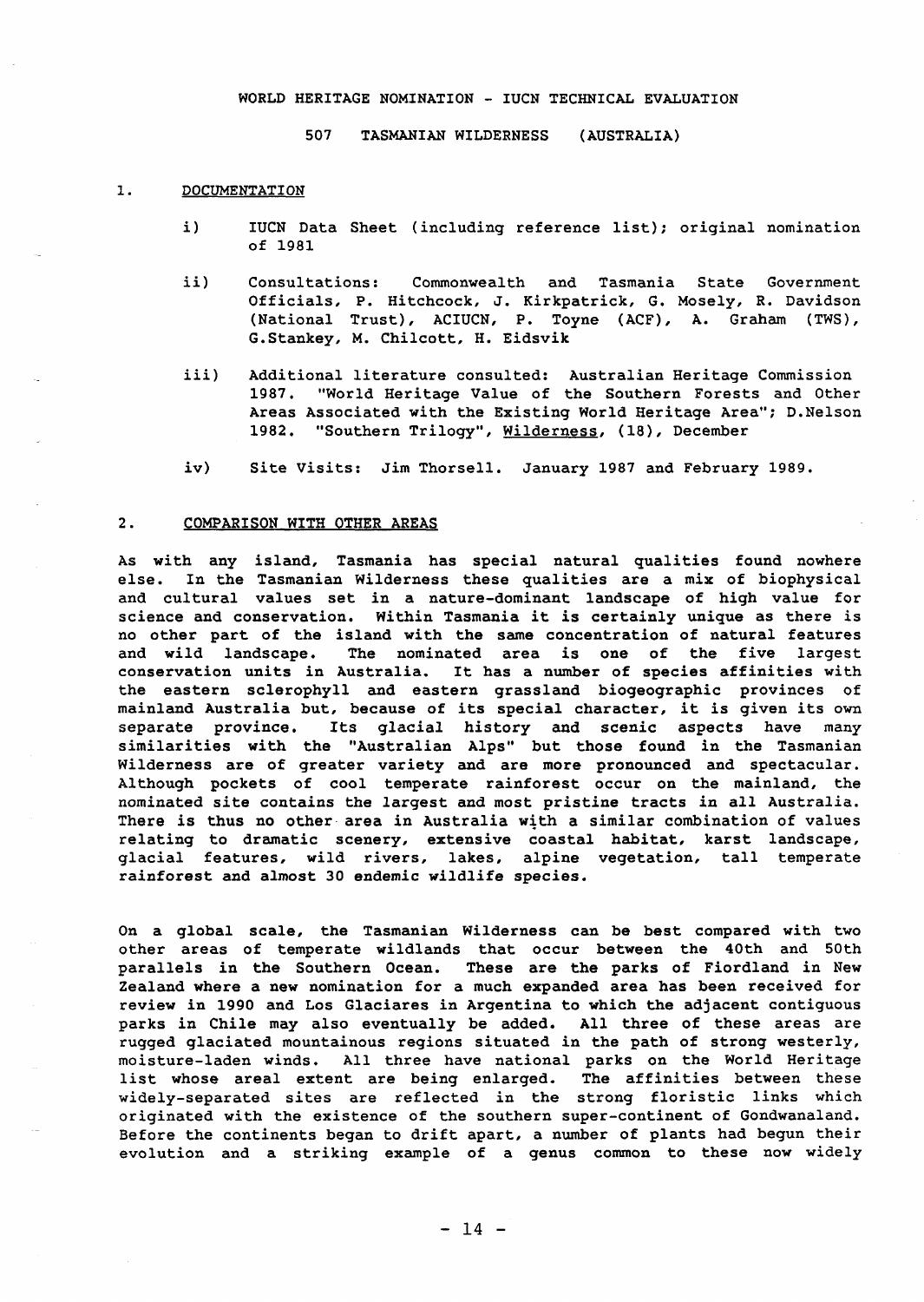WORLD HERITAGE NOMINATION - IUCN TECHNICAL EVALUATION

507 TASMANIAN WILDERNESS (AUSTRALIA)

## 1. DOCUMENTATION

i) IUCN Data Sheet (including reference list); original nomination of 1981

ii) Consultations: Commonwealth and Tasmania State Government Officials, P. Hitchcock, J. Kirkpatrick, G. Mosely, R. Davidson (National Trust), ACIUCN, P. Toyne (ACF), A. Graham (TWS), G.Stankey, M. Chilcott, H. Eidsvik

iii) Additional literature consulted: Australian Heritage Commission 1987. "World Heritage Value of the Southern Forests and Other Areas Associated with the Existing World Heritage Area"; D.Nelson 1982. "Southern Trilogy", Wilderness, (18), December

iv) Site Visits: Jim Thorsell. January 1987 and February 1989.

## 2. COMPARISON WITH OTHER AREAS

As with any island, Tasmania has special natural qualities found nowhere else. In the Tasmanian Wilderness these qualities are a mix of biophysical and cultural values set in a nature-dominant landscape of high value for science and conservation. Within Tasmania it is certainly unique as there is no other part of the island with the same concentration of natural features and wild landscape. The nominated area is one of the five largest conservation units in Australia. It has a number of species affinities with the eastern sclerophyll and eastern grassland biogeographic provinces of mainland Australia but, because of its special character, it is given its own separate province. Its glacial history and scenic aspects have many similarities with the "Australian Alps" but those found in the Tasmanian Wilderness are of greater variety and are more pronounced and spectacular. Although pockets of cool temperate rainforest occur on the mainland, the nominated site contains the largest and most pristine tracts in all Australia. There is thus no other area in Australia with a similar combination of values relating to dramatic scenery, extensive coastal habitat, karst landscape, glacial features, wild rivers, lakes, alpine vegetation, tall temperate rainforest and almost 30 endemic wildlife species.

On a global scale, the Tasmanian Wilderness can be best compared with two other areas of temperate wildlands that occur between the 40th and 50th parallels in the Southern Ocean. These are the parks of Fiordland in New Zealand where a new nomination for a much expanded area has been received for review in 1990 and Los Glaciares in Argentina to which the adjacent contiguous parks in Chile may also eventually be added. All three of these areas are rugged glaciated mountainous regions situated in the path of strong westerly, moisture-laden winds. All three have national parks on the World Heritage list whose areal extent are being enlarged. The affinities between these widely-separated sites are reflected in the strong floristic links which originated with the existence of the southern super-continent of Gondwanaland. Before the continents began to drift apart, a number of plants had begun their evolution and a striking example of a genus common to these now widely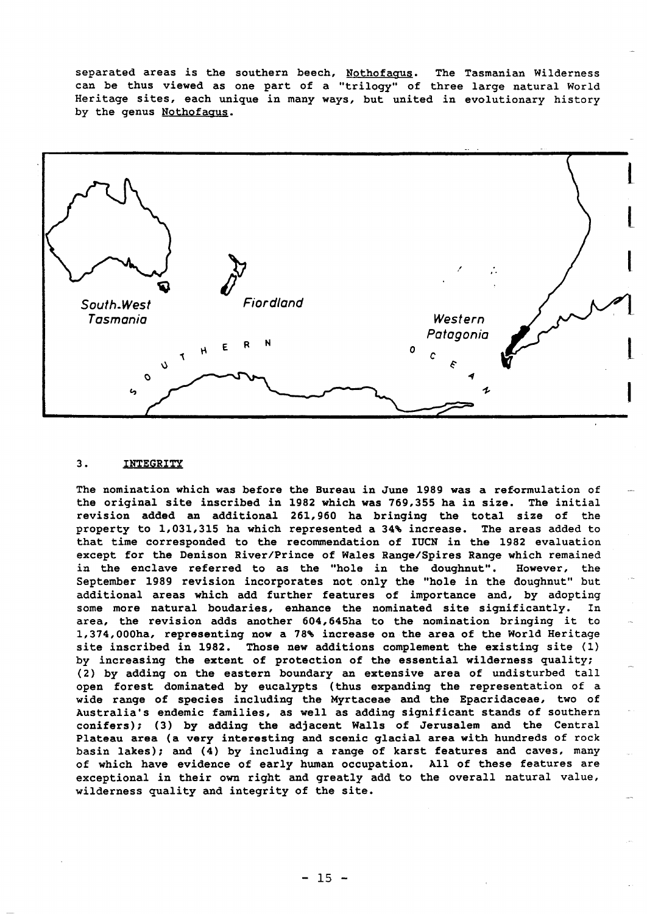separated areas is the southern beech, Nothofagus. The Tasmanian Wilderness can be thus viewed as one part of a "trilogy" of three large natural World Heritage sites, each unique in many ways, but united in evolutionary history by the genus Nothofagus.

## 3. INTEGRITY

The nomination which was before the Bureau in June 1989 was a reformulation of the original site inscribed in 1982 which was 769,355 ha in size. The initial revision added an additional 261,960 ha bringing the total size of the property to 1,031,315 ha which represented a 34% increase. The areas added to that time corresponded to the recommendation of IUCN in the 1982 evaluation except for the Denison River/Prince of Wales Range/Spires Range which remained in the enclave referred to as the "hole in the doughnut". However, the September 1989 revision incorporates not only the "hole in the doughnut" but additional areas which add further features of importance and, by adopting some more natural boudaries, enhance the nominated site significantly. In area, the revision adds another 604,645ha to the nomination bringing it to 1,374,000ha, representing now a 78% increase on the area of the World Heritage site inscribed in 1982. Those new additions complement the existing site (1) by increasing the extent of protection of the essential wilderness quality; (2) by adding on the eastern boundary an extensive area of undisturbed tall open forest dominated by eucalypts (thus expanding the representation of a wide range of species including the Myrtaceae and the Epacridaceae, two of Australia's endemic families, as well as adding significant stands of southern conifers); (3) by adding the adjacent Walls of Jerusalem and the Central Plateau area (a very interesting and scenic glacial area with hundreds of rock basin lakes); and (4) by including a range of karst features and caves, many of which have evidence of early human occupation. All of these features are exceptional in their own right and greatly add to the overall natural value, wilderness quality and integrity of the site.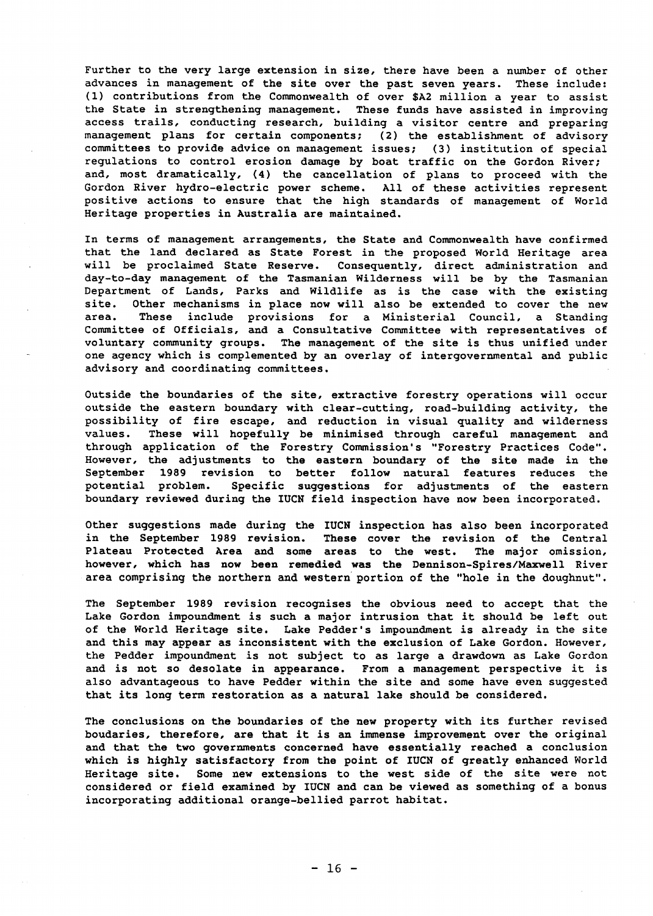Further to the very large extension in size, there have been a number of other advances in management of the site over the past seven years. These include: (1) contributions from the Commonwealth of over $A2 million a year to assist the State in strengthening management. These funds have assisted in improving access trails, conducting research, building a visitor centre and preparing management plans for certain components; (2) the establishment of advisory committees to provide advice on management issues; (3) institution of special regulations to control erosion damage by boat traffic on the Gordon River; and, most dramatically, (4) the cancellation of plans to proceed with the Gordon River hydro-electric power scheme. All of these activities represent positive actions to ensure that the high standards of management of World Heritage properties in Australia are maintained.

In terms of management arrangements, the State and Commonwealth have confirmed that the land declared as State Forest in the proposed World Heritage area will be proclaimed State Reserve. Consequently, direct administration and day-to-day management of the Tasmanian Wilderness will be by the Tasmanian Department of Lands, Parks and Wildlife as is the case with the existing site. Other mechanisms in place now will also be extended to cover the new area. These include provisions for a Ministerial Council, a Standing Committee of Officials, and a Consultative Committee with representatives of voluntary community groups. The management of the site is thus unified under one agency which is complemented by an overlay of intergovernmental and public advisory and coordinating committees.

Outside the boundaries of the site, extractive forestry operations will occur outside the eastern boundary with clear-cutting, road-building activity, the possibility of fire escape, and reduction in visual quality and wilderness values. These will hopefully be minimised through careful management and through application of the Forestry Commission's "Forestry Practices Code". However, the adjustments to the eastern boundary of the site made in the September 1989 revision to better follow natural features reduces the potential problem. Specific suggestions for adjustments of the eastern boundary reviewed during the IUCN field inspection have now been incorporated.

Other suggestions made during the IUCN inspection has also been incorporated in the September 1989 revision. These cover the revision of the Central Plateau Protected Area and some areas to the west. The major omission, however, which has now been remedied was the Dennison-Spires/Maxwell River area comprising the northern and western portion of the "hole in the doughnut".

The September 1989 revision recognises the obvious need to accept that the Lake Gordon impoundment is such a major intrusion that it should be left out of the World Heritage site. Lake Pedder's impoundment is already in the site and this may appear as inconsistent with the exclusion of Lake Gordon. However, the Pedder impoundment is not subject to as large a drawdown as Lake Gordon and is not so desolate in appearance. From a management perspective it is also advantageous to have Pedder within the site and some have even suggested that its long term restoration as a natural lake should be considered.

The conclusions on the boundaries of the new property with its further revised boudaries, therefore, are that it is an immense improvement over the original and that the two governments concerned have essentially reached a conclusion which is highly satisfactory from the point of IUCN of greatly enhanced World Heritage site. Some new extensions to the west side of the site were not considered or field examined by IUCN and can be viewed as something of a bonus incorporating additional orange-bellied parrot habitat.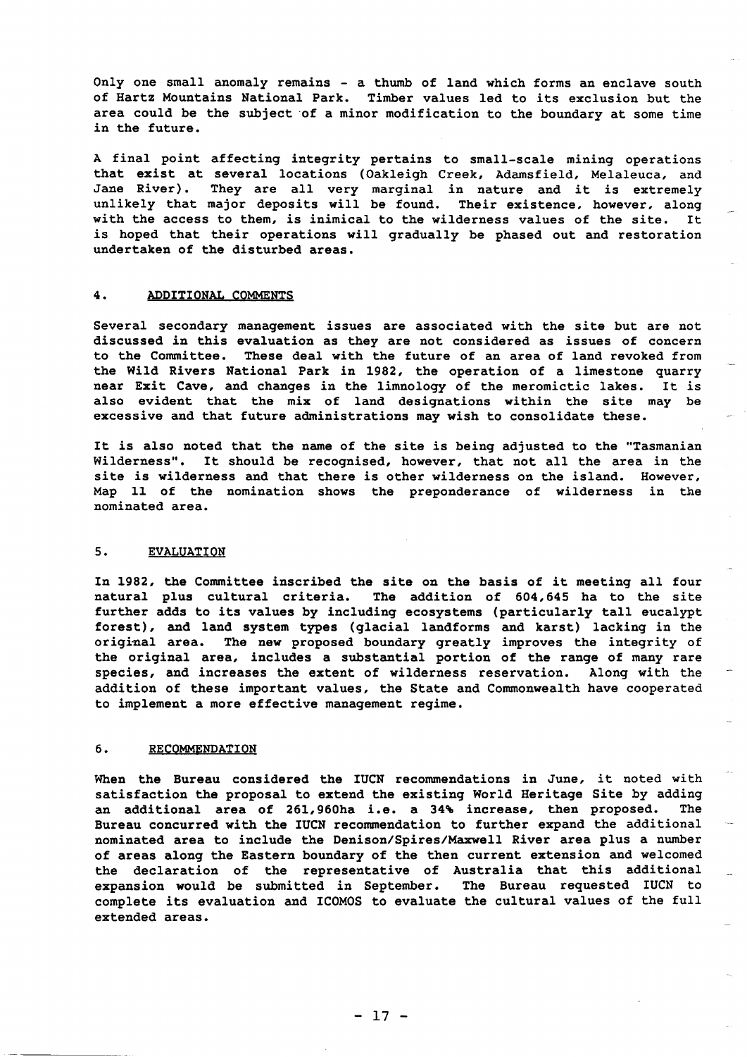Only one small anomaly remains - a thumb of land which forms an enclave south of Hartz Mountains National Park. Timber values led to its exclusion but the area could be the subject of a minor modification to the boundary at some time in the future.

A final point affecting integrity pertains to small-scale mining operations that exist at several locations (Oakleigh Creek, Adamsfield, Melaleuca, and Jane River). They are all very marginal in nature and it is extremely unlikely that major deposits will be found. Their existence, however, along with the access to them, is inimical to the wilderness values of the site. It is hoped that their operations will gradually be phased out and restoration undertaken of the disturbed areas.

## 4. ADDITIONAL COMMENTS

Several secondary management issues are associated with the site but are not discussed in this evaluation as they are not considered as issues of concern to the Committee. These deal with the future of an area of land revoked from the Wild Rivers National Park in 1982, the operation of a limestone quarry near Exit Cave, and changes in the limnology of the meromictic lakes. It is also evident that the mix of land designations within the site may be excessive and that future administrations may wish to consolidate these.

It is also noted that the name of the site is being adjusted to the "Tasmanian Wilderness". It should be recognised, however, that not all the area in the site is wilderness and that there is other wilderness on the island. However, Map 11 of the nomination shows the preponderance of wilderness in the nominated area.

## 5. EVALUATION

In 1982, the Committee inscribed the site on the basis of it meeting all four natural plus cultural criteria. The addition of 604,645 ha to the site further adds to its values by including ecosystems (particularly tall eucalypt forest), and land system types (glacial landforms and karst) lacking in the original area. The new proposed boundary greatly improves the integrity of the original area, includes a substantial portion of the range of many rare species, and increases the extent of wilderness reservation. Along with the addition of these important values, the State and Commonwealth have cooperated to implement a more effective management regime.

## 6. RECOMMENDATION

When the Bureau considered the IUCN recommendations in June, it noted with satisfaction the proposal to extend the existing World Heritage Site by adding an additional area of 261,960ha i.e. a 34% increase, then proposed. The Bureau concurred with the IUCN recommendation to further expand the additional nominated area to include the Denison/Spires/Maxwell River area plus a number of areas along the Eastern boundary of the then current extension and welcomed the declaration of the representative of Australia that this additional expansion would be submitted in September. The Bureau requested IUCN to complete its evaluation and ICOMOS to evaluate the cultural values of the full extended areas.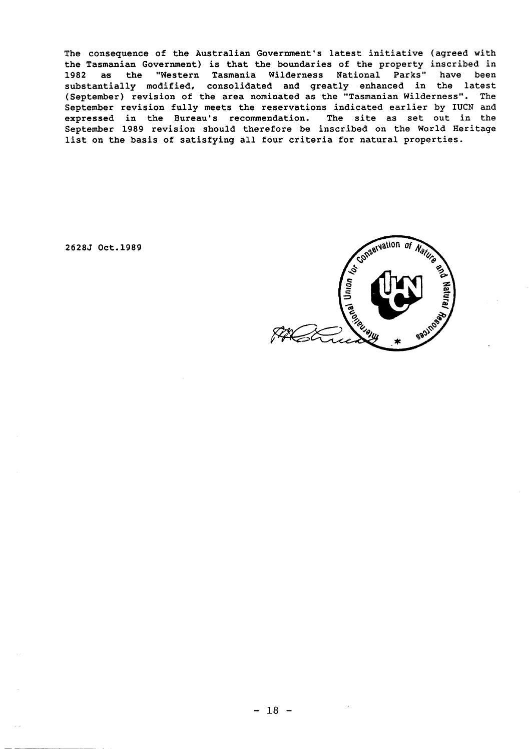The consequence of the Australian Government's latest initiative (agreed with the Tasmanian Government) is that the boundaries of the property inscribed in 1982 as the "Western Tasmania Wilderness National Parks" have been substantially modified, consolidated and greatly enhanced in the latest (September) revision of the area nominated as the "Tasmanian Wilderness". The September revision fully meets the reservations indicated earlier by IUCN and expressed in the Bureau's recommendation. The site as set out in the September 1989 revision should therefore be inscribed on the World Heritage list on the basis of satisfying all four criteria for natural properties.

2628J Oct.1989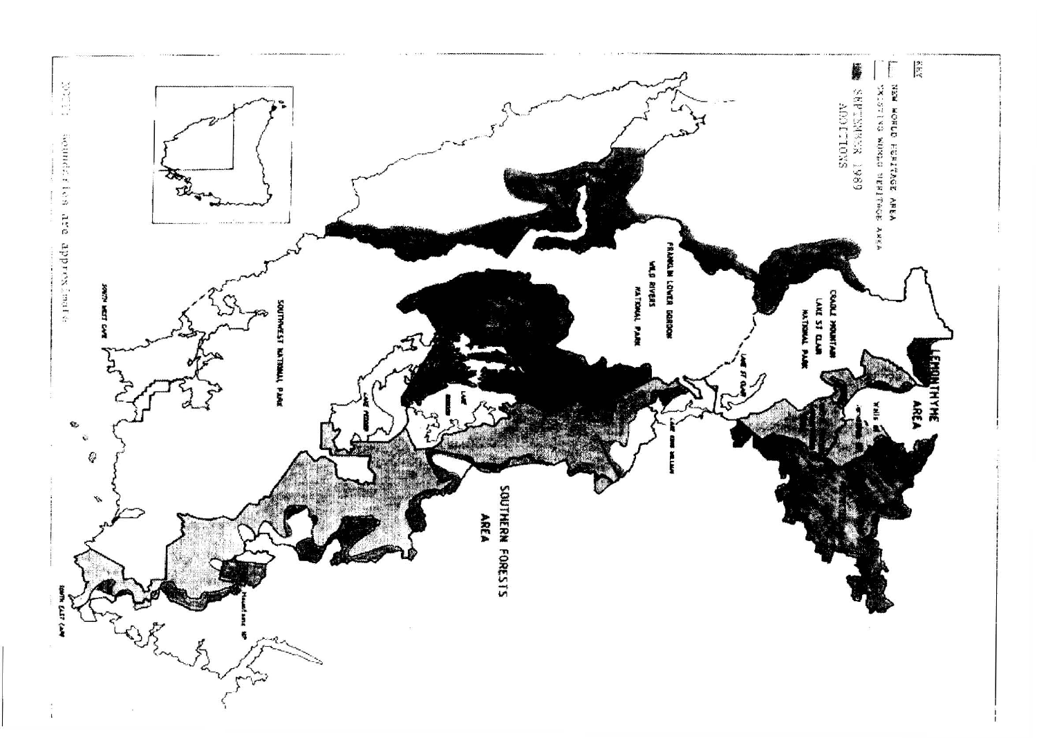KEY

NEW WORLD HERITAGE AREA

EXISTING WORLD HERITAGE AREA

SEPTEMBER 1989 ADDITIONS

LEMONTHYME AREA

CRADLE MOUNTAIN LAKE ST CLAIR NATIONAL PARK

LAKE ST CLAIR

FRANKLIN LOWER GORDON WILD RIVERS NATIONAL PARK

LAKE KING WILLIAM

SOUTHERN FORESTS AREA

SOUTHWEST NATIONAL PARK

LAKE GORDON

LAKE PEDDER

SOUTH WEST CAPE

SOUTH EAST CAPE

NOTE: boundaries are approximate